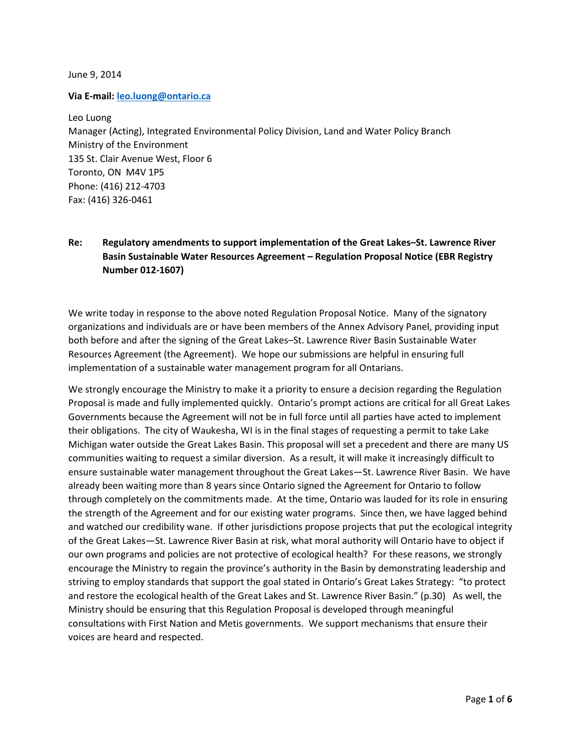June 9, 2014

**Via E-mail: leo.luong@ontario.ca**

Leo Luong
Manager (Acting), Integrated Environmental Policy Division, Land and Water Policy Branch
Ministry of the Environment
135 St. Clair Avenue West, Floor 6
Toronto, ON M4V 1P5
Phone: (416) 212-4703
Fax: (416) 326-0461

**Re: Regulatory amendments to support implementation of the Great Lakes–St. Lawrence River Basin Sustainable Water Resources Agreement – Regulation Proposal Notice (EBR Registry Number 012-1607)**

We write today in response to the above noted Regulation Proposal Notice. Many of the signatory organizations and individuals are or have been members of the Annex Advisory Panel, providing input both before and after the signing of the Great Lakes–St. Lawrence River Basin Sustainable Water Resources Agreement (the Agreement). We hope our submissions are helpful in ensuring full implementation of a sustainable water management program for all Ontarians.

We strongly encourage the Ministry to make it a priority to ensure a decision regarding the Regulation Proposal is made and fully implemented quickly. Ontario's prompt actions are critical for all Great Lakes Governments because the Agreement will not be in full force until all parties have acted to implement their obligations. The city of Waukesha, WI is in the final stages of requesting a permit to take Lake Michigan water outside the Great Lakes Basin. This proposal will set a precedent and there are many US communities waiting to request a similar diversion. As a result, it will make it increasingly difficult to ensure sustainable water management throughout the Great Lakes—St. Lawrence River Basin. We have already been waiting more than 8 years since Ontario signed the Agreement for Ontario to follow through completely on the commitments made. At the time, Ontario was lauded for its role in ensuring the strength of the Agreement and for our existing water programs. Since then, we have lagged behind and watched our credibility wane. If other jurisdictions propose projects that put the ecological integrity of the Great Lakes—St. Lawrence River Basin at risk, what moral authority will Ontario have to object if our own programs and policies are not protective of ecological health? For these reasons, we strongly encourage the Ministry to regain the province's authority in the Basin by demonstrating leadership and striving to employ standards that support the goal stated in Ontario's Great Lakes Strategy: "to protect and restore the ecological health of the Great Lakes and St. Lawrence River Basin." (p.30) As well, the Ministry should be ensuring that this Regulation Proposal is developed through meaningful consultations with First Nation and Metis governments. We support mechanisms that ensure their voices are heard and respected.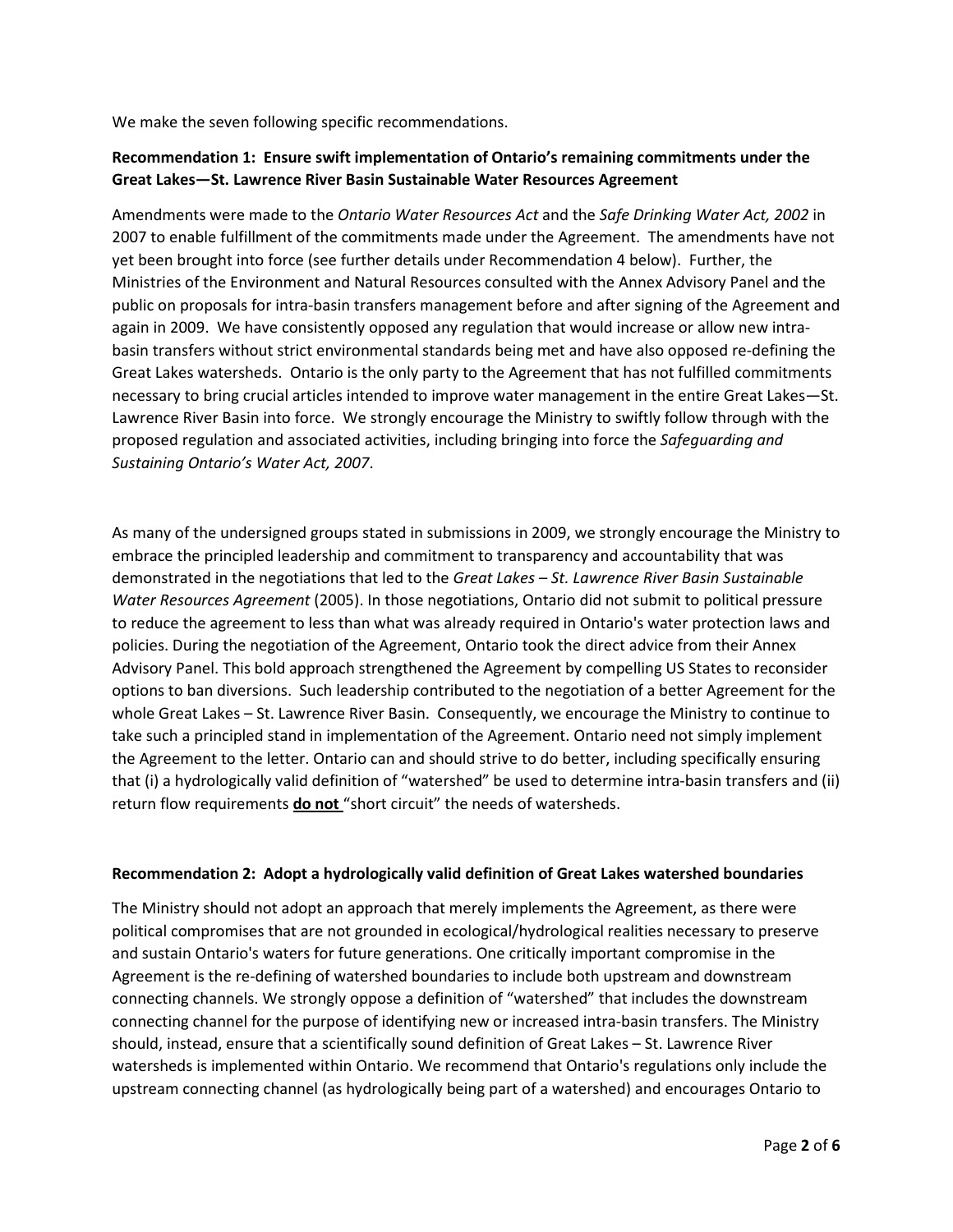We make the seven following specific recommendations.

**Recommendation 1: Ensure swift implementation of Ontario's remaining commitments under the Great Lakes—St. Lawrence River Basin Sustainable Water Resources Agreement**

Amendments were made to the *Ontario Water Resources Act* and the *Safe Drinking Water Act, 2002* in 2007 to enable fulfillment of the commitments made under the Agreement. The amendments have not yet been brought into force (see further details under Recommendation 4 below). Further, the Ministries of the Environment and Natural Resources consulted with the Annex Advisory Panel and the public on proposals for intra-basin transfers management before and after signing of the Agreement and again in 2009. We have consistently opposed any regulation that would increase or allow new intra-basin transfers without strict environmental standards being met and have also opposed re-defining the Great Lakes watersheds. Ontario is the only party to the Agreement that has not fulfilled commitments necessary to bring crucial articles intended to improve water management in the entire Great Lakes—St. Lawrence River Basin into force. We strongly encourage the Ministry to swiftly follow through with the proposed regulation and associated activities, including bringing into force the *Safeguarding and Sustaining Ontario's Water Act, 2007*.

As many of the undersigned groups stated in submissions in 2009, we strongly encourage the Ministry to embrace the principled leadership and commitment to transparency and accountability that was demonstrated in the negotiations that led to the *Great Lakes – St. Lawrence River Basin Sustainable Water Resources Agreement* (2005). In those negotiations, Ontario did not submit to political pressure to reduce the agreement to less than what was already required in Ontario's water protection laws and policies. During the negotiation of the Agreement, Ontario took the direct advice from their Annex Advisory Panel. This bold approach strengthened the Agreement by compelling US States to reconsider options to ban diversions. Such leadership contributed to the negotiation of a better Agreement for the whole Great Lakes – St. Lawrence River Basin. Consequently, we encourage the Ministry to continue to take such a principled stand in implementation of the Agreement. Ontario need not simply implement the Agreement to the letter. Ontario can and should strive to do better, including specifically ensuring that (i) a hydrologically valid definition of "watershed" be used to determine intra-basin transfers and (ii) return flow requirements **do not** "short circuit" the needs of watersheds.

**Recommendation 2: Adopt a hydrologically valid definition of Great Lakes watershed boundaries**

The Ministry should not adopt an approach that merely implements the Agreement, as there were political compromises that are not grounded in ecological/hydrological realities necessary to preserve and sustain Ontario's waters for future generations. One critically important compromise in the Agreement is the re-defining of watershed boundaries to include both upstream and downstream connecting channels. We strongly oppose a definition of "watershed" that includes the downstream connecting channel for the purpose of identifying new or increased intra-basin transfers. The Ministry should, instead, ensure that a scientifically sound definition of Great Lakes – St. Lawrence River watersheds is implemented within Ontario. We recommend that Ontario's regulations only include the upstream connecting channel (as hydrologically being part of a watershed) and encourages Ontario to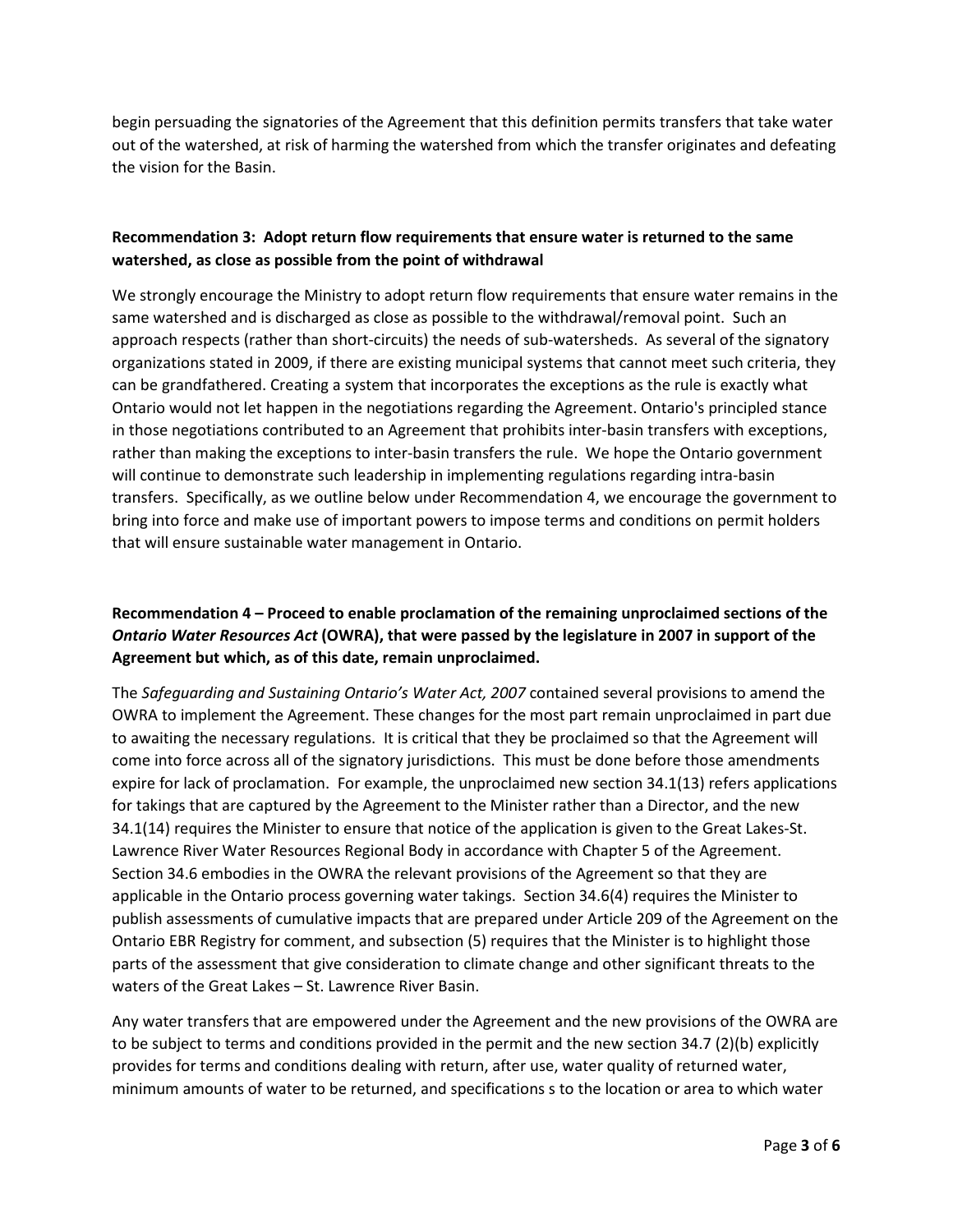begin persuading the signatories of the Agreement that this definition permits transfers that take water out of the watershed, at risk of harming the watershed from which the transfer originates and defeating the vision for the Basin.

**Recommendation 3: Adopt return flow requirements that ensure water is returned to the same watershed, as close as possible from the point of withdrawal**

We strongly encourage the Ministry to adopt return flow requirements that ensure water remains in the same watershed and is discharged as close as possible to the withdrawal/removal point. Such an approach respects (rather than short-circuits) the needs of sub-watersheds. As several of the signatory organizations stated in 2009, if there are existing municipal systems that cannot meet such criteria, they can be grandfathered. Creating a system that incorporates the exceptions as the rule is exactly what Ontario would not let happen in the negotiations regarding the Agreement. Ontario's principled stance in those negotiations contributed to an Agreement that prohibits inter-basin transfers with exceptions, rather than making the exceptions to inter-basin transfers the rule. We hope the Ontario government will continue to demonstrate such leadership in implementing regulations regarding intra-basin transfers. Specifically, as we outline below under Recommendation 4, we encourage the government to bring into force and make use of important powers to impose terms and conditions on permit holders that will ensure sustainable water management in Ontario.

**Recommendation 4 – Proceed to enable proclamation of the remaining unproclaimed sections of the *Ontario Water Resources Act* (OWRA), that were passed by the legislature in 2007 in support of the Agreement but which, as of this date, remain unproclaimed.**

The *Safeguarding and Sustaining Ontario's Water Act, 2007* contained several provisions to amend the OWRA to implement the Agreement. These changes for the most part remain unproclaimed in part due to awaiting the necessary regulations. It is critical that they be proclaimed so that the Agreement will come into force across all of the signatory jurisdictions. This must be done before those amendments expire for lack of proclamation. For example, the unproclaimed new section 34.1(13) refers applications for takings that are captured by the Agreement to the Minister rather than a Director, and the new 34.1(14) requires the Minister to ensure that notice of the application is given to the Great Lakes-St. Lawrence River Water Resources Regional Body in accordance with Chapter 5 of the Agreement. Section 34.6 embodies in the OWRA the relevant provisions of the Agreement so that they are applicable in the Ontario process governing water takings. Section 34.6(4) requires the Minister to publish assessments of cumulative impacts that are prepared under Article 209 of the Agreement on the Ontario EBR Registry for comment, and subsection (5) requires that the Minister is to highlight those parts of the assessment that give consideration to climate change and other significant threats to the waters of the Great Lakes – St. Lawrence River Basin.

Any water transfers that are empowered under the Agreement and the new provisions of the OWRA are to be subject to terms and conditions provided in the permit and the new section 34.7 (2)(b) explicitly provides for terms and conditions dealing with return, after use, water quality of returned water, minimum amounts of water to be returned, and specifications s to the location or area to which water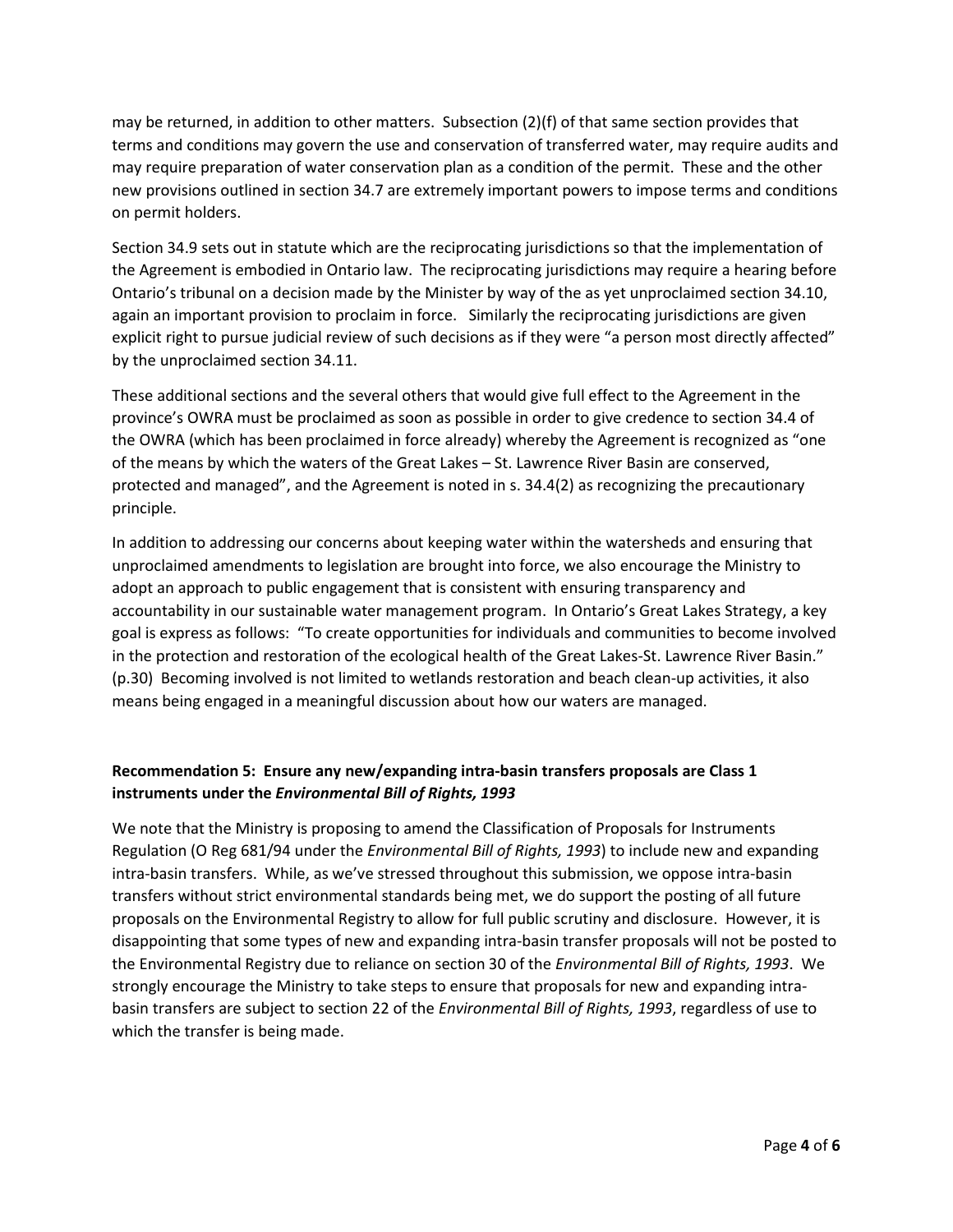may be returned, in addition to other matters. Subsection (2)(f) of that same section provides that terms and conditions may govern the use and conservation of transferred water, may require audits and may require preparation of water conservation plan as a condition of the permit. These and the other new provisions outlined in section 34.7 are extremely important powers to impose terms and conditions on permit holders.

Section 34.9 sets out in statute which are the reciprocating jurisdictions so that the implementation of the Agreement is embodied in Ontario law. The reciprocating jurisdictions may require a hearing before Ontario's tribunal on a decision made by the Minister by way of the as yet unproclaimed section 34.10, again an important provision to proclaim in force. Similarly the reciprocating jurisdictions are given explicit right to pursue judicial review of such decisions as if they were "a person most directly affected" by the unproclaimed section 34.11.

These additional sections and the several others that would give full effect to the Agreement in the province's OWRA must be proclaimed as soon as possible in order to give credence to section 34.4 of the OWRA (which has been proclaimed in force already) whereby the Agreement is recognized as "one of the means by which the waters of the Great Lakes – St. Lawrence River Basin are conserved, protected and managed", and the Agreement is noted in s. 34.4(2) as recognizing the precautionary principle.

In addition to addressing our concerns about keeping water within the watersheds and ensuring that unproclaimed amendments to legislation are brought into force, we also encourage the Ministry to adopt an approach to public engagement that is consistent with ensuring transparency and accountability in our sustainable water management program. In Ontario's Great Lakes Strategy, a key goal is express as follows: "To create opportunities for individuals and communities to become involved in the protection and restoration of the ecological health of the Great Lakes-St. Lawrence River Basin." (p.30) Becoming involved is not limited to wetlands restoration and beach clean-up activities, it also means being engaged in a meaningful discussion about how our waters are managed.

**Recommendation 5: Ensure any new/expanding intra-basin transfers proposals are Class 1 instruments under the *Environmental Bill of Rights, 1993***

We note that the Ministry is proposing to amend the Classification of Proposals for Instruments Regulation (O Reg 681/94 under the *Environmental Bill of Rights, 1993*) to include new and expanding intra-basin transfers. While, as we've stressed throughout this submission, we oppose intra-basin transfers without strict environmental standards being met, we do support the posting of all future proposals on the Environmental Registry to allow for full public scrutiny and disclosure. However, it is disappointing that some types of new and expanding intra-basin transfer proposals will not be posted to the Environmental Registry due to reliance on section 30 of the *Environmental Bill of Rights, 1993*. We strongly encourage the Ministry to take steps to ensure that proposals for new and expanding intra-basin transfers are subject to section 22 of the *Environmental Bill of Rights, 1993*, regardless of use to which the transfer is being made.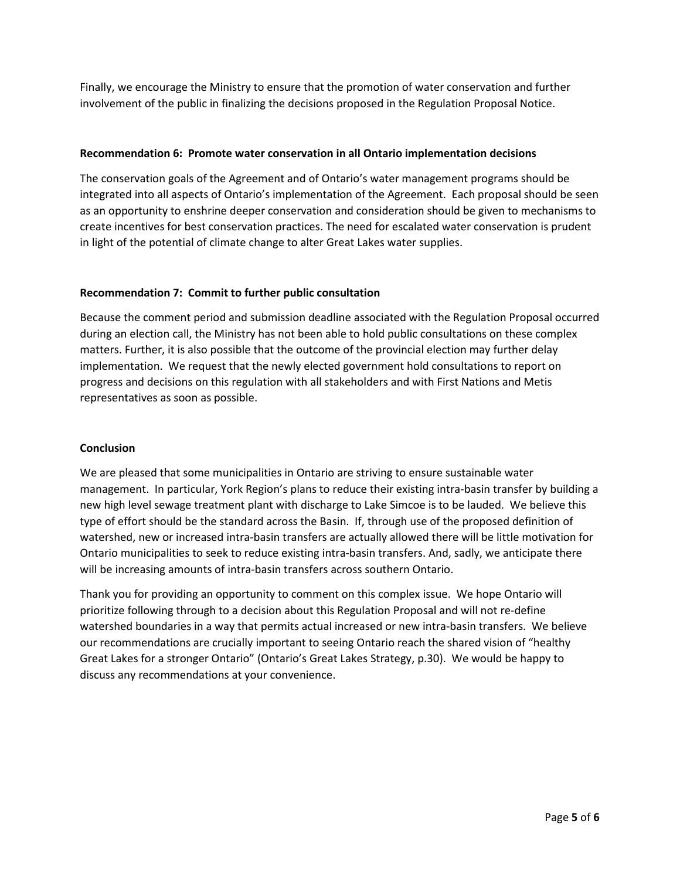Finally, we encourage the Ministry to ensure that the promotion of water conservation and further involvement of the public in finalizing the decisions proposed in the Regulation Proposal Notice.

**Recommendation 6: Promote water conservation in all Ontario implementation decisions**

The conservation goals of the Agreement and of Ontario's water management programs should be integrated into all aspects of Ontario's implementation of the Agreement. Each proposal should be seen as an opportunity to enshrine deeper conservation and consideration should be given to mechanisms to create incentives for best conservation practices. The need for escalated water conservation is prudent in light of the potential of climate change to alter Great Lakes water supplies.

**Recommendation 7: Commit to further public consultation**

Because the comment period and submission deadline associated with the Regulation Proposal occurred during an election call, the Ministry has not been able to hold public consultations on these complex matters. Further, it is also possible that the outcome of the provincial election may further delay implementation. We request that the newly elected government hold consultations to report on progress and decisions on this regulation with all stakeholders and with First Nations and Metis representatives as soon as possible.

**Conclusion**

We are pleased that some municipalities in Ontario are striving to ensure sustainable water management. In particular, York Region's plans to reduce their existing intra-basin transfer by building a new high level sewage treatment plant with discharge to Lake Simcoe is to be lauded. We believe this type of effort should be the standard across the Basin. If, through use of the proposed definition of watershed, new or increased intra-basin transfers are actually allowed there will be little motivation for Ontario municipalities to seek to reduce existing intra-basin transfers. And, sadly, we anticipate there will be increasing amounts of intra-basin transfers across southern Ontario.

Thank you for providing an opportunity to comment on this complex issue. We hope Ontario will prioritize following through to a decision about this Regulation Proposal and will not re-define watershed boundaries in a way that permits actual increased or new intra-basin transfers. We believe our recommendations are crucially important to seeing Ontario reach the shared vision of "healthy Great Lakes for a stronger Ontario" (Ontario's Great Lakes Strategy, p.30). We would be happy to discuss any recommendations at your convenience.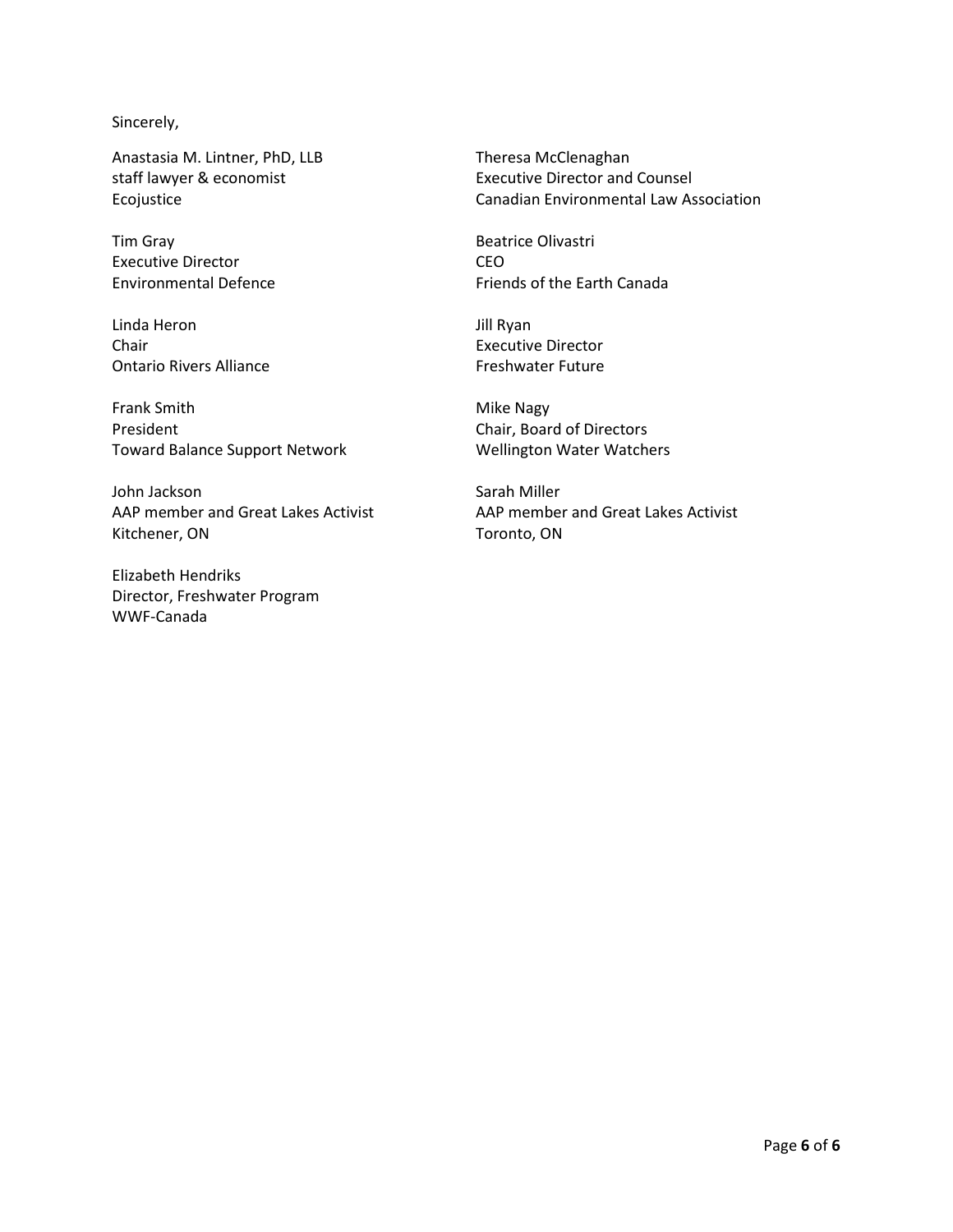Sincerely,

Anastasia M. Lintner, PhD, LLB
staff lawyer & economist
Ecojustice

Theresa McClenaghan
Executive Director and Counsel
Canadian Environmental Law Association

Tim Gray
Executive Director
Environmental Defence

Beatrice Olivastri
CEO
Friends of the Earth Canada

Linda Heron
Chair
Ontario Rivers Alliance

Jill Ryan
Executive Director
Freshwater Future

Frank Smith
President
Toward Balance Support Network

Mike Nagy
Chair, Board of Directors
Wellington Water Watchers

John Jackson
AAP member and Great Lakes Activist
Kitchener, ON

Sarah Miller
AAP member and Great Lakes Activist
Toronto, ON

Elizabeth Hendriks
Director, Freshwater Program
WWF-Canada